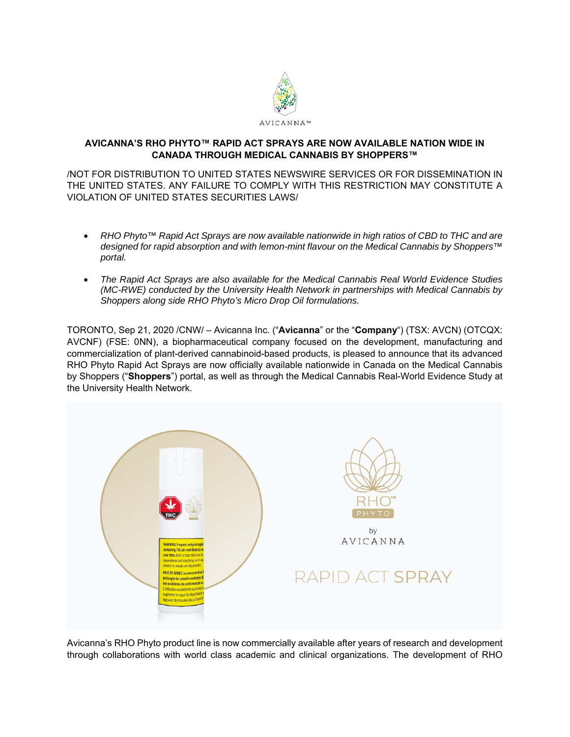AVICANNA™

**AVICANNA'S RHO PHYTO™ RAPID ACT SPRAYS ARE NOW AVAILABLE NATION WIDE IN CANADA THROUGH MEDICAL CANNABIS BY SHOPPERS™**

/NOT FOR DISTRIBUTION TO UNITED STATES NEWSWIRE SERVICES OR FOR DISSEMINATION IN THE UNITED STATES. ANY FAILURE TO COMPLY WITH THIS RESTRICTION MAY CONSTITUTE A VIOLATION OF UNITED STATES SECURITIES LAWS/

- *RHO Phyto™ Rapid Act Sprays are now available nationwide in high ratios of CBD to THC and are designed for rapid absorption and with lemon-mint flavour on the Medical Cannabis by Shoppers™ portal.*
- *The Rapid Act Sprays are also available for the Medical Cannabis Real World Evidence Studies (MC-RWE) conducted by the University Health Network in partnerships with Medical Cannabis by Shoppers along side RHO Phyto's Micro Drop Oil formulations.*

TORONTO, Sep 21, 2020 /CNW/ – Avicanna Inc. ("**Avicanna**" or the "**Company**") (TSX: AVCN) (OTCQX: AVCNF) (FSE: 0NN), a biopharmaceutical company focused on the development, manufacturing and commercialization of plant-derived cannabinoid-based products, is pleased to announce that its advanced RHO Phyto Rapid Act Sprays are now officially available nationwide in Canada on the Medical Cannabis by Shoppers ("**Shoppers**") portal, as well as through the Medical Cannabis Real-World Evidence Study at the University Health Network.

Avicanna's RHO Phyto product line is now commercially available after years of research and development through collaborations with world class academic and clinical organizations. The development of RHO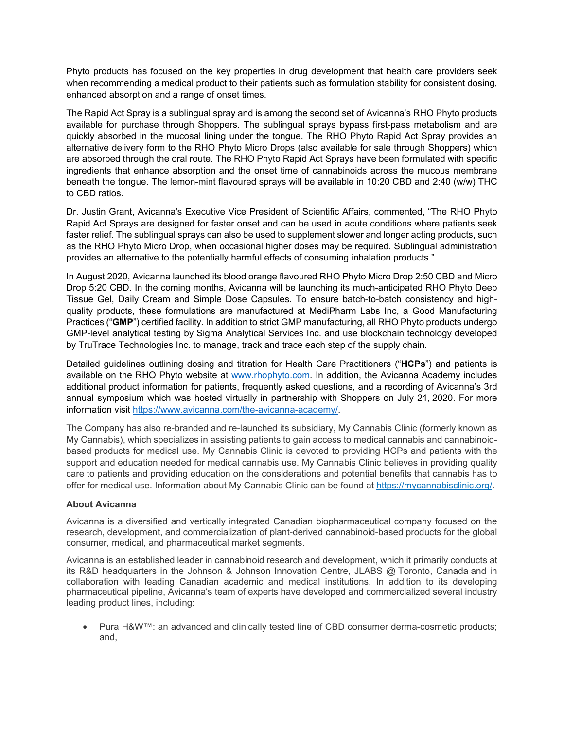Phyto products has focused on the key properties in drug development that health care providers seek when recommending a medical product to their patients such as formulation stability for consistent dosing, enhanced absorption and a range of onset times.

The Rapid Act Spray is a sublingual spray and is among the second set of Avicanna's RHO Phyto products available for purchase through Shoppers. The sublingual sprays bypass first-pass metabolism and are quickly absorbed in the mucosal lining under the tongue. The RHO Phyto Rapid Act Spray provides an alternative delivery form to the RHO Phyto Micro Drops (also available for sale through Shoppers) which are absorbed through the oral route. The RHO Phyto Rapid Act Sprays have been formulated with specific ingredients that enhance absorption and the onset time of cannabinoids across the mucous membrane beneath the tongue. The lemon-mint flavoured sprays will be available in 10:20 CBD and 2:40 (w/w) THC to CBD ratios.

Dr. Justin Grant, Avicanna's Executive Vice President of Scientific Affairs, commented, "The RHO Phyto Rapid Act Sprays are designed for faster onset and can be used in acute conditions where patients seek faster relief. The sublingual sprays can also be used to supplement slower and longer acting products, such as the RHO Phyto Micro Drop, when occasional higher doses may be required. Sublingual administration provides an alternative to the potentially harmful effects of consuming inhalation products."

In August 2020, Avicanna launched its blood orange flavoured RHO Phyto Micro Drop 2:50 CBD and Micro Drop 5:20 CBD. In the coming months, Avicanna will be launching its much-anticipated RHO Phyto Deep Tissue Gel, Daily Cream and Simple Dose Capsules. To ensure batch-to-batch consistency and high-quality products, these formulations are manufactured at MediPharm Labs Inc, a Good Manufacturing Practices ("**GMP**") certified facility. In addition to strict GMP manufacturing, all RHO Phyto products undergo GMP-level analytical testing by Sigma Analytical Services Inc. and use blockchain technology developed by TruTrace Technologies Inc. to manage, track and trace each step of the supply chain.

Detailed guidelines outlining dosing and titration for Health Care Practitioners ("**HCPs**") and patients is available on the RHO Phyto website at [www.rhophyto.com](www.rhophyto.com). In addition, the Avicanna Academy includes additional product information for patients, frequently asked questions, and a recording of Avicanna's 3rd annual symposium which was hosted virtually in partnership with Shoppers on July 21, 2020. For more information visit [https://www.avicanna.com/the-avicanna-academy/](https://www.avicanna.com/the-avicanna-academy/).

The Company has also re-branded and re-launched its subsidiary, My Cannabis Clinic (formerly known as My Cannabis), which specializes in assisting patients to gain access to medical cannabis and cannabinoid-based products for medical use. My Cannabis Clinic is devoted to providing HCPs and patients with the support and education needed for medical cannabis use. My Cannabis Clinic believes in providing quality care to patients and providing education on the considerations and potential benefits that cannabis has to offer for medical use. Information about My Cannabis Clinic can be found at [https://mycannabisclinic.org/](https://mycannabisclinic.org/).

**About Avicanna**

Avicanna is a diversified and vertically integrated Canadian biopharmaceutical company focused on the research, development, and commercialization of plant-derived cannabinoid-based products for the global consumer, medical, and pharmaceutical market segments.

Avicanna is an established leader in cannabinoid research and development, which it primarily conducts at its R&D headquarters in the Johnson & Johnson Innovation Centre, JLABS @ Toronto, Canada and in collaboration with leading Canadian academic and medical institutions. In addition to its developing pharmaceutical pipeline, Avicanna's team of experts have developed and commercialized several industry leading product lines, including:

- Pura H&W™: an advanced and clinically tested line of CBD consumer derma-cosmetic products; and,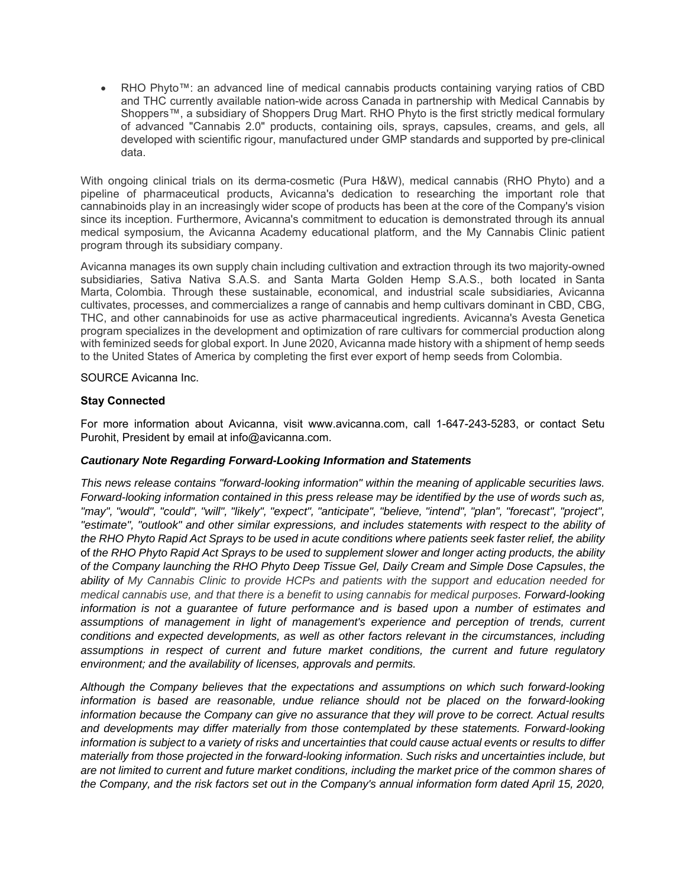- RHO Phyto™: an advanced line of medical cannabis products containing varying ratios of CBD and THC currently available nation-wide across Canada in partnership with Medical Cannabis by Shoppers™, a subsidiary of Shoppers Drug Mart. RHO Phyto is the first strictly medical formulary of advanced "Cannabis 2.0" products, containing oils, sprays, capsules, creams, and gels, all developed with scientific rigour, manufactured under GMP standards and supported by pre-clinical data.

With ongoing clinical trials on its derma-cosmetic (Pura H&W), medical cannabis (RHO Phyto) and a pipeline of pharmaceutical products, Avicanna's dedication to researching the important role that cannabinoids play in an increasingly wider scope of products has been at the core of the Company's vision since its inception. Furthermore, Avicanna's commitment to education is demonstrated through its annual medical symposium, the Avicanna Academy educational platform, and the My Cannabis Clinic patient program through its subsidiary company.

Avicanna manages its own supply chain including cultivation and extraction through its two majority-owned subsidiaries, Sativa Nativa S.A.S. and Santa Marta Golden Hemp S.A.S., both located in Santa Marta, Colombia. Through these sustainable, economical, and industrial scale subsidiaries, Avicanna cultivates, processes, and commercializes a range of cannabis and hemp cultivars dominant in CBD, CBG, THC, and other cannabinoids for use as active pharmaceutical ingredients. Avicanna's Avesta Genetica program specializes in the development and optimization of rare cultivars for commercial production along with feminized seeds for global export. In June 2020, Avicanna made history with a shipment of hemp seeds to the United States of America by completing the first ever export of hemp seeds from Colombia.

SOURCE Avicanna Inc.

**Stay Connected**

For more information about Avicanna, visit www.avicanna.com, call 1-647-243-5283, or contact Setu Purohit, President by email at info@avicanna.com.

***Cautionary Note Regarding Forward-Looking Information and Statements***

*This news release contains "forward-looking information" within the meaning of applicable securities laws. Forward-looking information contained in this press release may be identified by the use of words such as, "may", "would", "could", "will", "likely", "expect", "anticipate", "believe, "intend", "plan", "forecast", "project", "estimate", "outlook" and other similar expressions, and includes statements with respect to the ability of the RHO Phyto Rapid Act Sprays to be used in acute conditions where patients seek faster relief, the ability of the RHO Phyto Rapid Act Sprays to be used to supplement slower and longer acting products, the ability of the Company launching the RHO Phyto Deep Tissue Gel, Daily Cream and Simple Dose Capsules, the ability of My Cannabis Clinic to provide HCPs and patients with the support and education needed for medical cannabis use, and that there is a benefit to using cannabis for medical purposes. Forward-looking information is not a guarantee of future performance and is based upon a number of estimates and assumptions of management in light of management's experience and perception of trends, current conditions and expected developments, as well as other factors relevant in the circumstances, including assumptions in respect of current and future market conditions, the current and future regulatory environment; and the availability of licenses, approvals and permits.*

*Although the Company believes that the expectations and assumptions on which such forward-looking information is based are reasonable, undue reliance should not be placed on the forward-looking information because the Company can give no assurance that they will prove to be correct. Actual results and developments may differ materially from those contemplated by these statements. Forward-looking information is subject to a variety of risks and uncertainties that could cause actual events or results to differ materially from those projected in the forward-looking information. Such risks and uncertainties include, but are not limited to current and future market conditions, including the market price of the common shares of the Company, and the risk factors set out in the Company's annual information form dated April 15, 2020,*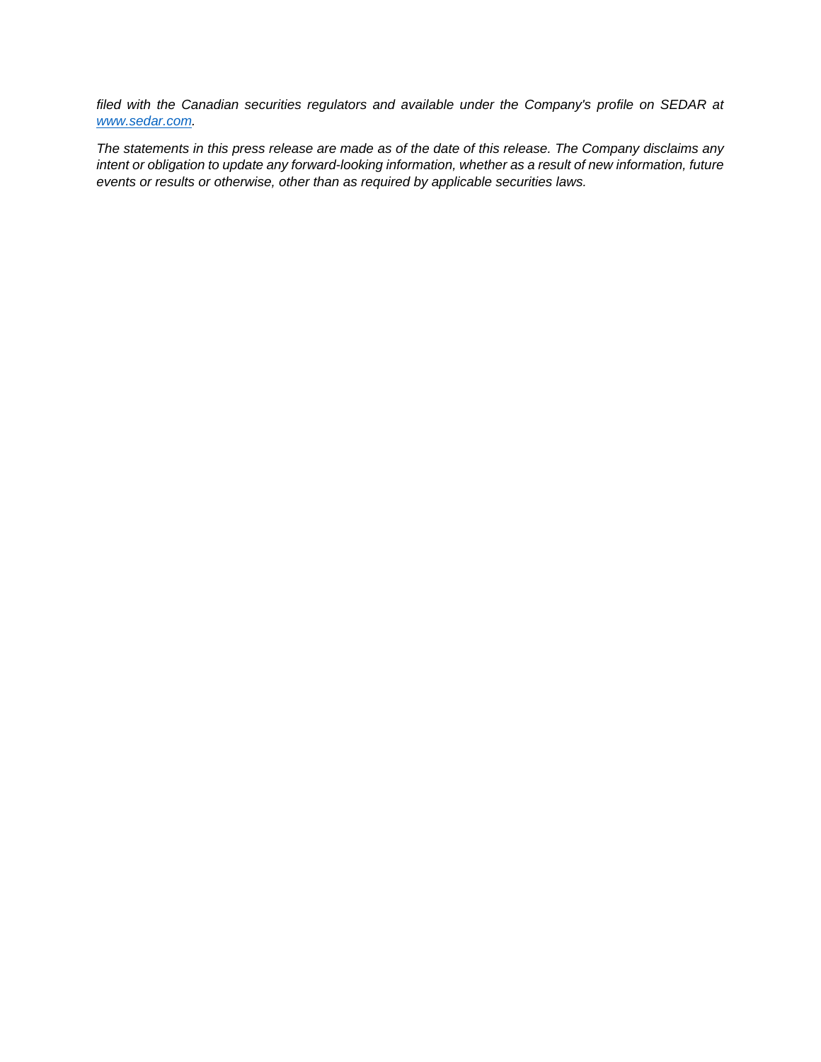*filed with the Canadian securities regulators and available under the Company's profile on SEDAR at [www.sedar.com](http://www.sedar.com).*

*The statements in this press release are made as of the date of this release. The Company disclaims any intent or obligation to update any forward-looking information, whether as a result of new information, future events or results or otherwise, other than as required by applicable securities laws.*